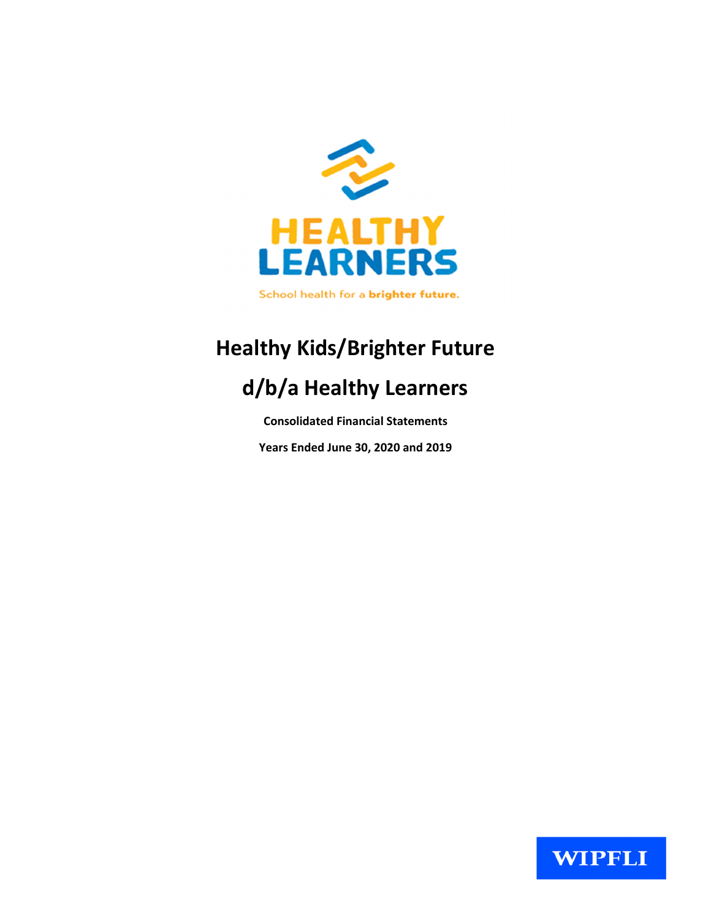HEALTHY LEARNERS

School health for a brighter future.

# Healthy Kids/Brighter Future

# d/b/a Healthy Learners

**Consolidated Financial Statements**

**Years Ended June 30, 2020 and 2019**

WIPFLI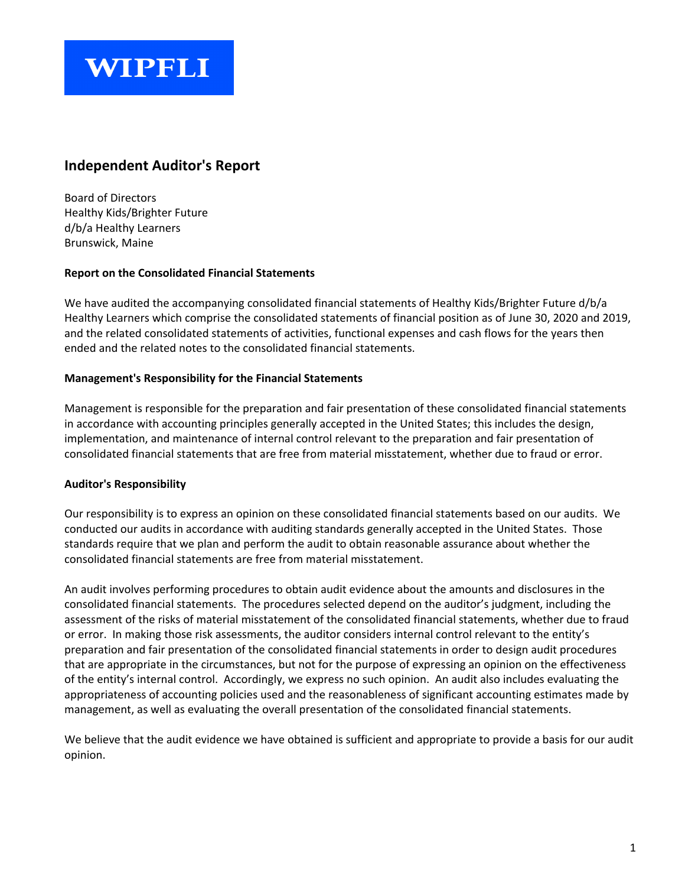WIPFLI

## Independent Auditor's Report

Board of Directors
Healthy Kids/Brighter Future
d/b/a Healthy Learners
Brunswick, Maine

### Report on the Consolidated Financial Statements

We have audited the accompanying consolidated financial statements of Healthy Kids/Brighter Future d/b/a Healthy Learners which comprise the consolidated statements of financial position as of June 30, 2020 and 2019, and the related consolidated statements of activities, functional expenses and cash flows for the years then ended and the related notes to the consolidated financial statements.

### Management's Responsibility for the Financial Statements

Management is responsible for the preparation and fair presentation of these consolidated financial statements in accordance with accounting principles generally accepted in the United States; this includes the design, implementation, and maintenance of internal control relevant to the preparation and fair presentation of consolidated financial statements that are free from material misstatement, whether due to fraud or error.

### Auditor's Responsibility

Our responsibility is to express an opinion on these consolidated financial statements based on our audits. We conducted our audits in accordance with auditing standards generally accepted in the United States. Those standards require that we plan and perform the audit to obtain reasonable assurance about whether the consolidated financial statements are free from material misstatement.

An audit involves performing procedures to obtain audit evidence about the amounts and disclosures in the consolidated financial statements. The procedures selected depend on the auditor's judgment, including the assessment of the risks of material misstatement of the consolidated financial statements, whether due to fraud or error. In making those risk assessments, the auditor considers internal control relevant to the entity's preparation and fair presentation of the consolidated financial statements in order to design audit procedures that are appropriate in the circumstances, but not for the purpose of expressing an opinion on the effectiveness of the entity's internal control. Accordingly, we express no such opinion. An audit also includes evaluating the appropriateness of accounting policies used and the reasonableness of significant accounting estimates made by management, as well as evaluating the overall presentation of the consolidated financial statements.

We believe that the audit evidence we have obtained is sufficient and appropriate to provide a basis for our audit opinion.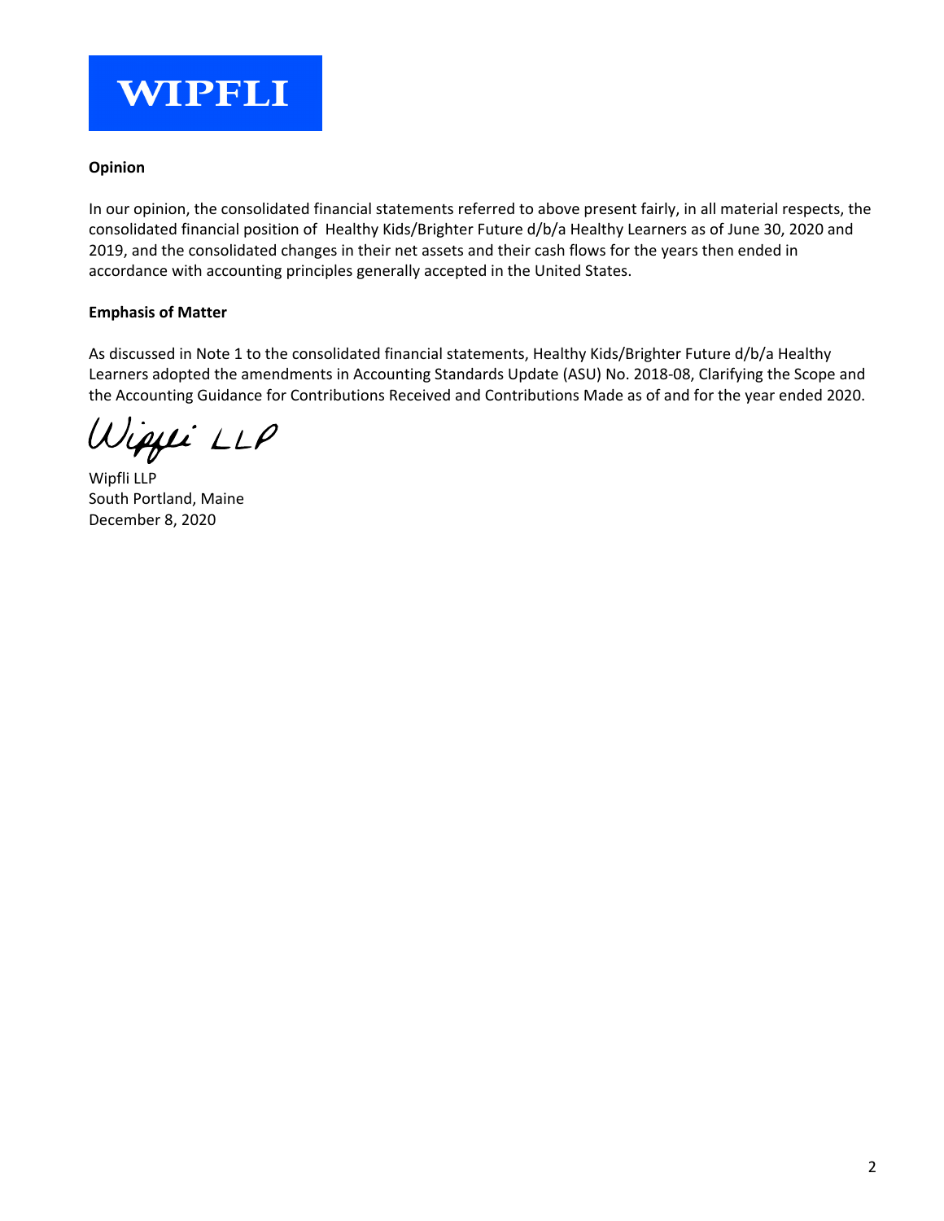**WIPFLI**

**Opinion**

In our opinion, the consolidated financial statements referred to above present fairly, in all material respects, the consolidated financial position of Healthy Kids/Brighter Future d/b/a Healthy Learners as of June 30, 2020 and 2019, and the consolidated changes in their net assets and their cash flows for the years then ended in accordance with accounting principles generally accepted in the United States.

**Emphasis of Matter**

As discussed in Note 1 to the consolidated financial statements, Healthy Kids/Brighter Future d/b/a Healthy Learners adopted the amendments in Accounting Standards Update (ASU) No. 2018-08, Clarifying the Scope and the Accounting Guidance for Contributions Received and Contributions Made as of and for the year ended 2020.

*Wipfli LLP*

Wipfli LLP
South Portland, Maine
December 8, 2020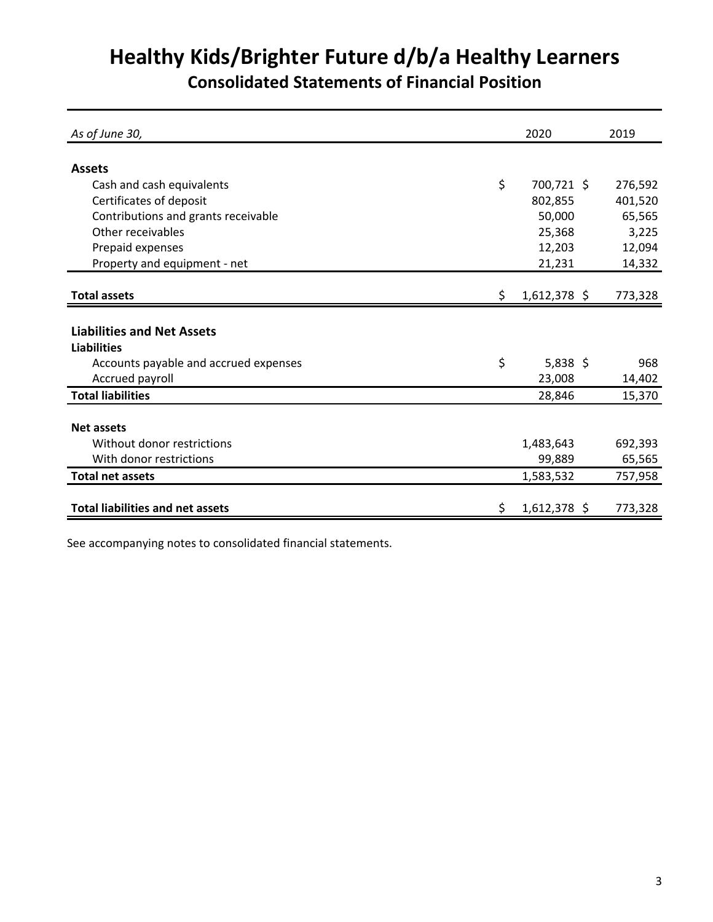# Healthy Kids/Brighter Future d/b/a Healthy Learners

## Consolidated Statements of Financial Position

| *As of June 30,* | 2020 | 2019 |
|---|---|---|
| **Assets** | | |
| Cash and cash equivalents | $ 700,721 | $ 276,592 |
| Certificates of deposit | 802,855 | 401,520 |
| Contributions and grants receivable | 50,000 | 65,565 |
| Other receivables | 25,368 | 3,225 |
| Prepaid expenses | 12,203 | 12,094 |
| Property and equipment - net | 21,231 | 14,332 |
| **Total assets** | $ 1,612,378 | $ 773,328 |
| **Liabilities and Net Assets** | | |
| **Liabilities** | | |
| Accounts payable and accrued expenses | $ 5,838 | $ 968 |
| Accrued payroll | 23,008 | 14,402 |
| **Total liabilities** | 28,846 | 15,370 |
| **Net assets** | | |
| Without donor restrictions | 1,483,643 | 692,393 |
| With donor restrictions | 99,889 | 65,565 |
| **Total net assets** | 1,583,532 | 757,958 |
| **Total liabilities and net assets** | $ 1,612,378 | $ 773,328 |

See accompanying notes to consolidated financial statements.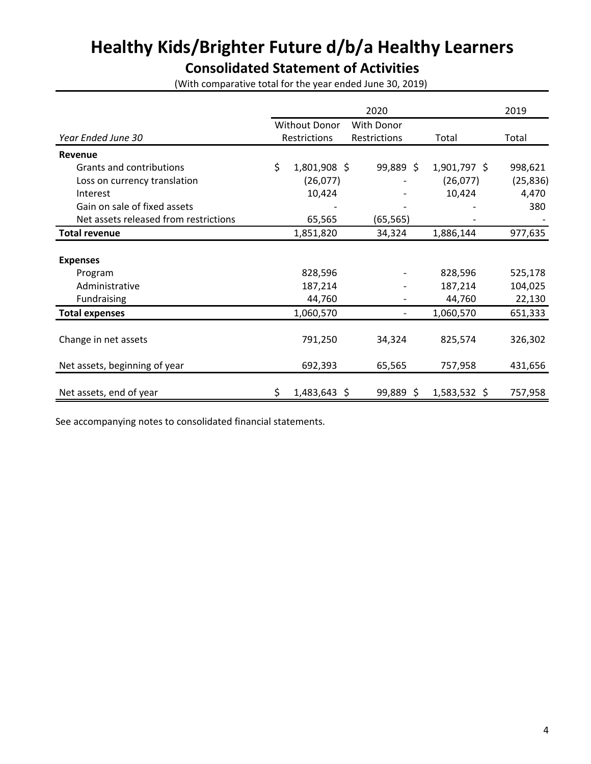# Healthy Kids/Brighter Future d/b/a Healthy Learners

## Consolidated Statement of Activities

(With comparative total for the year ended June 30, 2019)

| | 2020 | | | 2019 |
|---|---|---|---|---|
| *Year Ended June 30* | Without Donor Restrictions | With Donor Restrictions | Total | Total |
| **Revenue** | | | | |
| Grants and contributions | $ 1,801,908 | $ 99,889 | $ 1,901,797 | $ 998,621 |
| Loss on currency translation | (26,077) | - | (26,077) | (25,836) |
| Interest | 10,424 | - | 10,424 | 4,470 |
| Gain on sale of fixed assets | - | - | - | 380 |
| Net assets released from restrictions | 65,565 | (65,565) | - | - |
| **Total revenue** | 1,851,820 | 34,324 | 1,886,144 | 977,635 |
| **Expenses** | | | | |
| Program | 828,596 | - | 828,596 | 525,178 |
| Administrative | 187,214 | - | 187,214 | 104,025 |
| Fundraising | 44,760 | - | 44,760 | 22,130 |
| **Total expenses** | 1,060,570 | - | 1,060,570 | 651,333 |
| Change in net assets | 791,250 | 34,324 | 825,574 | 326,302 |
| Net assets, beginning of year | 692,393 | 65,565 | 757,958 | 431,656 |
| Net assets, end of year | $ 1,483,643 | $ 99,889 | $ 1,583,532 | $ 757,958 |

See accompanying notes to consolidated financial statements.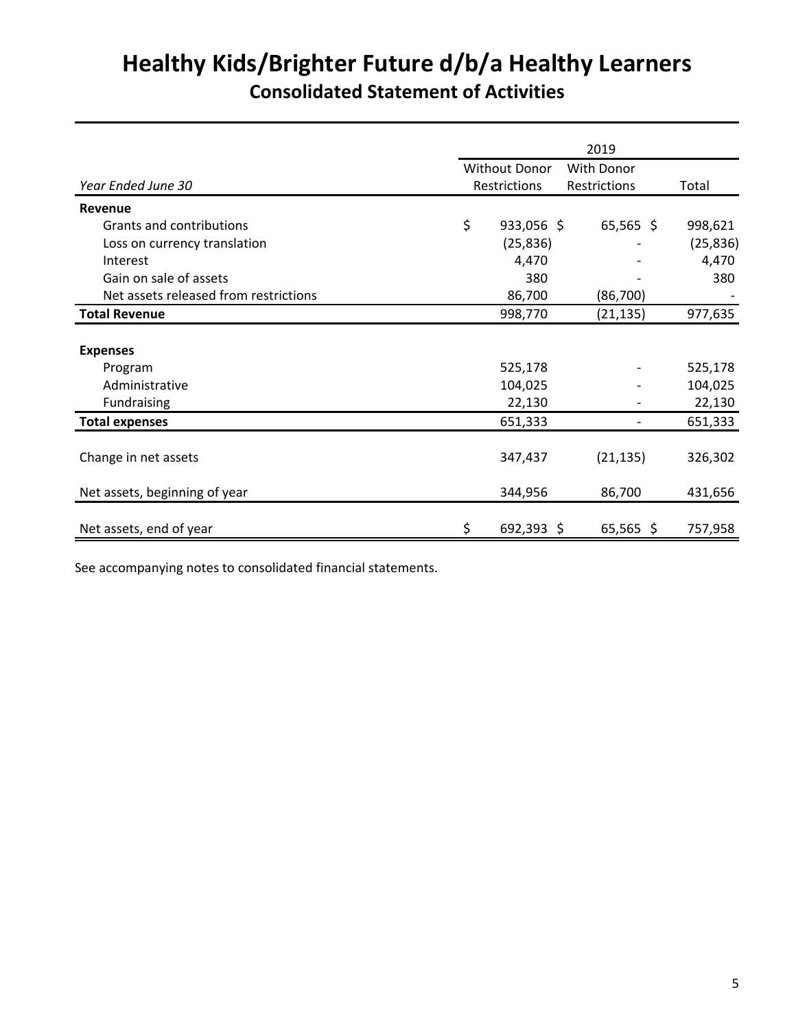# Healthy Kids/Brighter Future d/b/a Healthy Learners

## Consolidated Statement of Activities

| | 2019 | | |
|---|---|---|---|
| *Year Ended June 30* | Without Donor Restrictions | With Donor Restrictions | Total |
| **Revenue** | | | |
| Grants and contributions | $ 933,056 | $ 65,565 | $ 998,621 |
| Loss on currency translation | (25,836) | - | (25,836) |
| Interest | 4,470 | - | 4,470 |
| Gain on sale of assets | 380 | - | 380 |
| Net assets released from restrictions | 86,700 | (86,700) | - |
| **Total Revenue** | 998,770 | (21,135) | 977,635 |
| **Expenses** | | | |
| Program | 525,178 | - | 525,178 |
| Administrative | 104,025 | - | 104,025 |
| Fundraising | 22,130 | - | 22,130 |
| **Total expenses** | 651,333 | - | 651,333 |
| Change in net assets | 347,437 | (21,135) | 326,302 |
| Net assets, beginning of year | 344,956 | 86,700 | 431,656 |
| Net assets, end of year | $ 692,393 | $ 65,565 | $ 757,958 |

See accompanying notes to consolidated financial statements.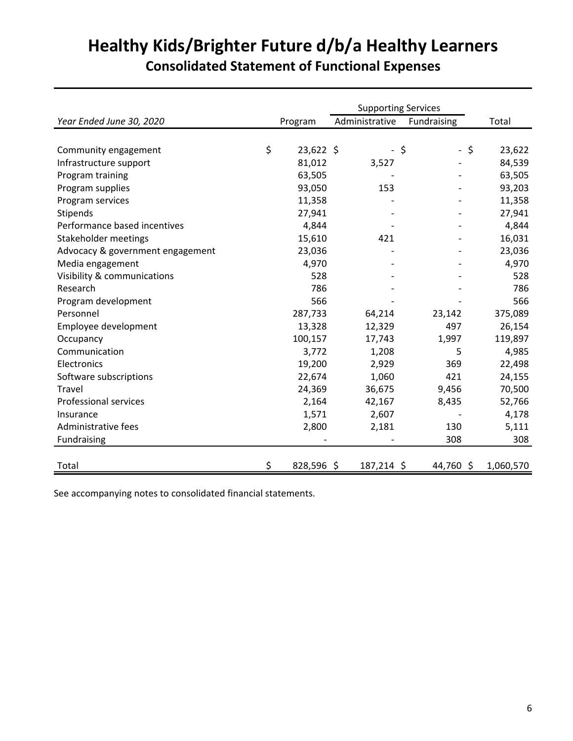# Healthy Kids/Brighter Future d/b/a Healthy Learners

## Consolidated Statement of Functional Expenses

| | | Supporting Services | | |
|---|---|---|---|---|
| *Year Ended June 30, 2020* | Program | Administrative | Fundraising | Total |
| Community engagement | $ 23,622 | $ - | $ - | $ 23,622 |
| Infrastructure support | 81,012 | 3,527 | - | 84,539 |
| Program training | 63,505 | - | - | 63,505 |
| Program supplies | 93,050 | 153 | - | 93,203 |
| Program services | 11,358 | - | - | 11,358 |
| Stipends | 27,941 | - | - | 27,941 |
| Performance based incentives | 4,844 | - | - | 4,844 |
| Stakeholder meetings | 15,610 | 421 | - | 16,031 |
| Advocacy & government engagement | 23,036 | - | - | 23,036 |
| Media engagement | 4,970 | - | - | 4,970 |
| Visibility & communications | 528 | - | - | 528 |
| Research | 786 | - | - | 786 |
| Program development | 566 | - | - | 566 |
| Personnel | 287,733 | 64,214 | 23,142 | 375,089 |
| Employee development | 13,328 | 12,329 | 497 | 26,154 |
| Occupancy | 100,157 | 17,743 | 1,997 | 119,897 |
| Communication | 3,772 | 1,208 | 5 | 4,985 |
| Electronics | 19,200 | 2,929 | 369 | 22,498 |
| Software subscriptions | 22,674 | 1,060 | 421 | 24,155 |
| Travel | 24,369 | 36,675 | 9,456 | 70,500 |
| Professional services | 2,164 | 42,167 | 8,435 | 52,766 |
| Insurance | 1,571 | 2,607 | - | 4,178 |
| Administrative fees | 2,800 | 2,181 | 130 | 5,111 |
| Fundraising | - | - | 308 | 308 |
| Total | $ 828,596 | $ 187,214 | $ 44,760 | $ 1,060,570 |

See accompanying notes to consolidated financial statements.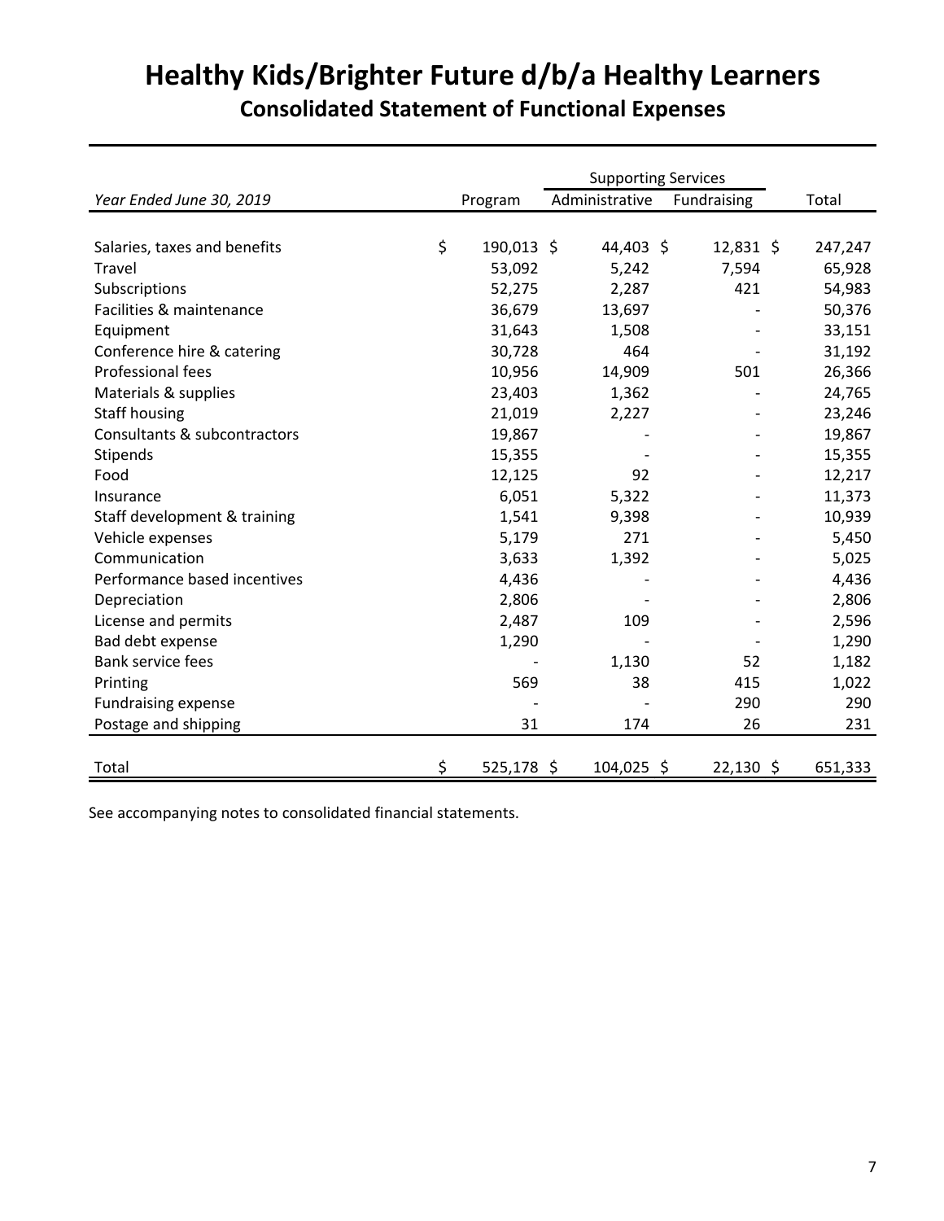# Healthy Kids/Brighter Future d/b/a Healthy Learners

## Consolidated Statement of Functional Expenses

| | | Supporting Services | | |
|---|---|---|---|---|
| *Year Ended June 30, 2019* | Program | Administrative | Fundraising | Total |
| Salaries, taxes and benefits | $ 190,013 | $ 44,403 | $ 12,831 | $ 247,247 |
| Travel | 53,092 | 5,242 | 7,594 | 65,928 |
| Subscriptions | 52,275 | 2,287 | 421 | 54,983 |
| Facilities & maintenance | 36,679 | 13,697 | - | 50,376 |
| Equipment | 31,643 | 1,508 | - | 33,151 |
| Conference hire & catering | 30,728 | 464 | - | 31,192 |
| Professional fees | 10,956 | 14,909 | 501 | 26,366 |
| Materials & supplies | 23,403 | 1,362 | - | 24,765 |
| Staff housing | 21,019 | 2,227 | - | 23,246 |
| Consultants & subcontractors | 19,867 | - | - | 19,867 |
| Stipends | 15,355 | - | - | 15,355 |
| Food | 12,125 | 92 | - | 12,217 |
| Insurance | 6,051 | 5,322 | - | 11,373 |
| Staff development & training | 1,541 | 9,398 | - | 10,939 |
| Vehicle expenses | 5,179 | 271 | - | 5,450 |
| Communication | 3,633 | 1,392 | - | 5,025 |
| Performance based incentives | 4,436 | - | - | 4,436 |
| Depreciation | 2,806 | - | - | 2,806 |
| License and permits | 2,487 | 109 | - | 2,596 |
| Bad debt expense | 1,290 | - | - | 1,290 |
| Bank service fees | - | 1,130 | 52 | 1,182 |
| Printing | 569 | 38 | 415 | 1,022 |
| Fundraising expense | - | - | 290 | 290 |
| Postage and shipping | 31 | 174 | 26 | 231 |
| Total | $ 525,178 | $ 104,025 | $ 22,130 | $ 651,333 |

See accompanying notes to consolidated financial statements.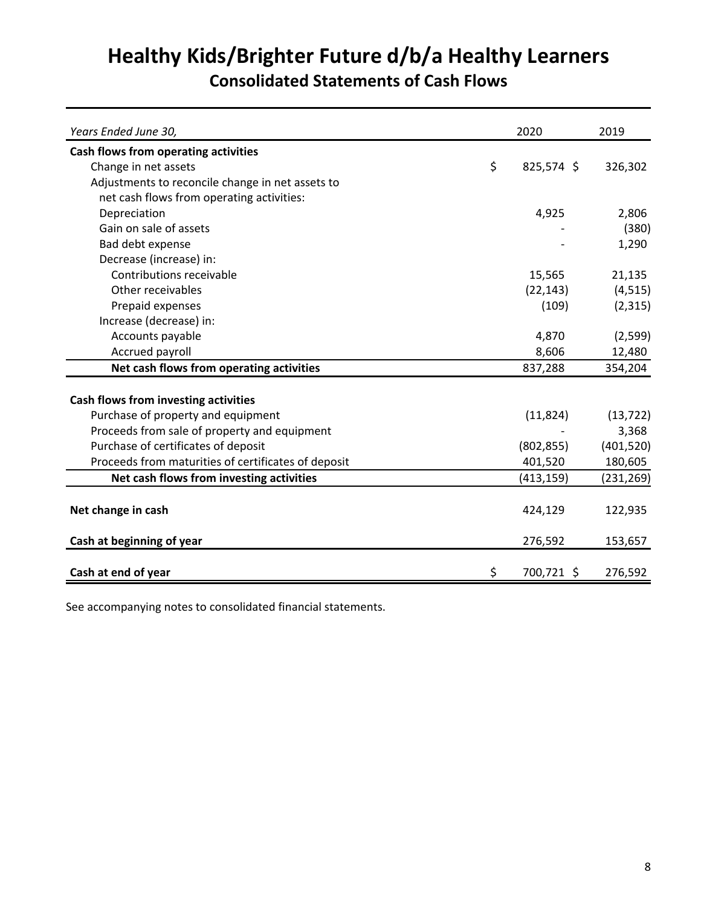# Healthy Kids/Brighter Future d/b/a Healthy Learners

## Consolidated Statements of Cash Flows

| *Years Ended June 30,* | 2020 | 2019 |
|---|---|---|
| **Cash flows from operating activities** | | |
| Change in net assets | $ 825,574 | $ 326,302 |
| Adjustments to reconcile change in net assets to net cash flows from operating activities: | | |
| Depreciation | 4,925 | 2,806 |
| Gain on sale of assets | - | (380) |
| Bad debt expense | - | 1,290 |
| Decrease (increase) in: | | |
| Contributions receivable | 15,565 | 21,135 |
| Other receivables | (22,143) | (4,515) |
| Prepaid expenses | (109) | (2,315) |
| Increase (decrease) in: | | |
| Accounts payable | 4,870 | (2,599) |
| Accrued payroll | 8,606 | 12,480 |
| **Net cash flows from operating activities** | 837,288 | 354,204 |
| **Cash flows from investing activities** | | |
| Purchase of property and equipment | (11,824) | (13,722) |
| Proceeds from sale of property and equipment | - | 3,368 |
| Purchase of certificates of deposit | (802,855) | (401,520) |
| Proceeds from maturities of certificates of deposit | 401,520 | 180,605 |
| **Net cash flows from investing activities** | (413,159) | (231,269) |
| **Net change in cash** | 424,129 | 122,935 |
| **Cash at beginning of year** | 276,592 | 153,657 |
| **Cash at end of year** | $ 700,721 | $ 276,592 |

See accompanying notes to consolidated financial statements.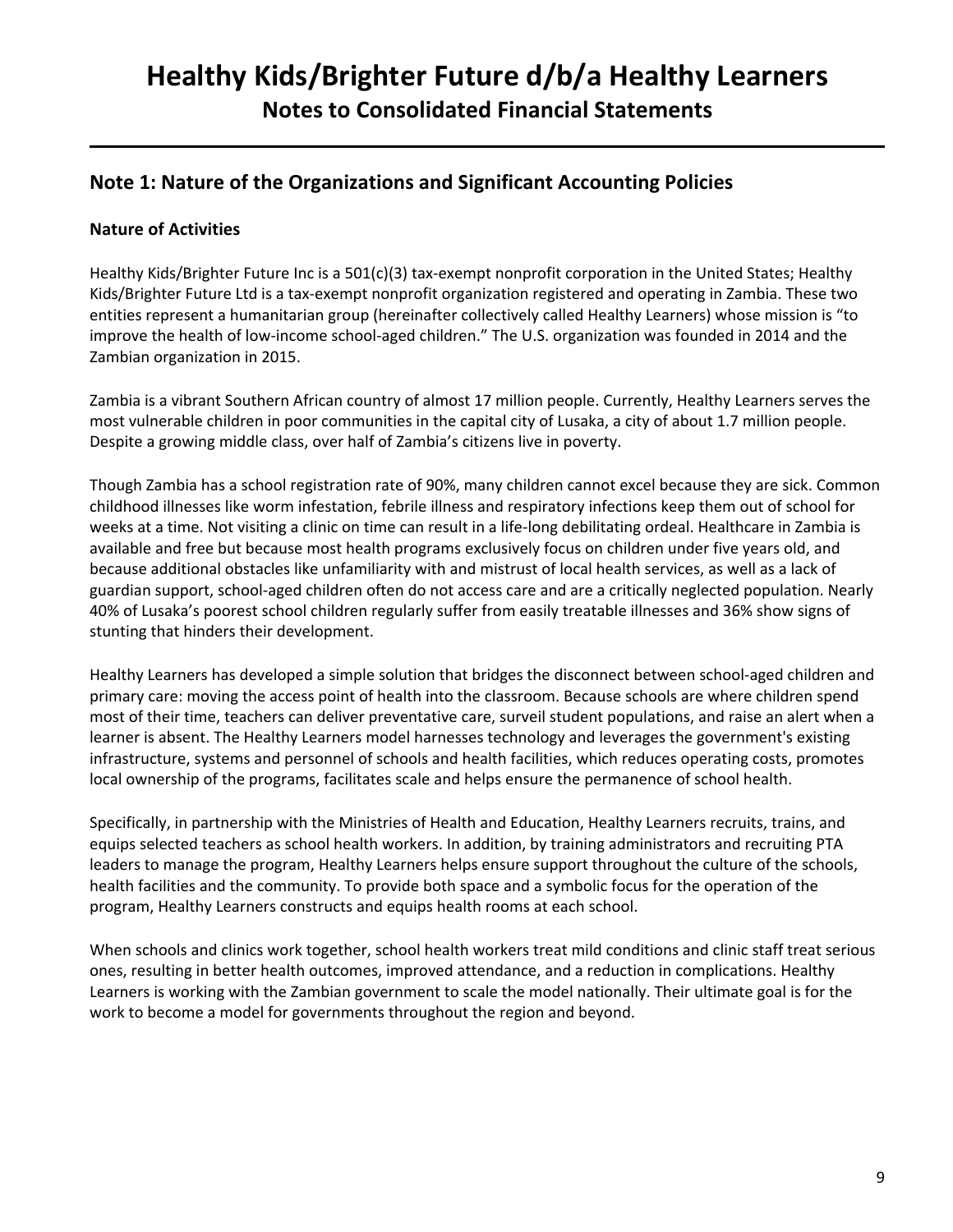# Healthy Kids/Brighter Future d/b/a Healthy Learners

## Notes to Consolidated Financial Statements

## Note 1: Nature of the Organizations and Significant Accounting Policies

### Nature of Activities

Healthy Kids/Brighter Future Inc is a 501(c)(3) tax-exempt nonprofit corporation in the United States; Healthy Kids/Brighter Future Ltd is a tax-exempt nonprofit organization registered and operating in Zambia. These two entities represent a humanitarian group (hereinafter collectively called Healthy Learners) whose mission is "to improve the health of low-income school-aged children." The U.S. organization was founded in 2014 and the Zambian organization in 2015.

Zambia is a vibrant Southern African country of almost 17 million people. Currently, Healthy Learners serves the most vulnerable children in poor communities in the capital city of Lusaka, a city of about 1.7 million people. Despite a growing middle class, over half of Zambia's citizens live in poverty.

Though Zambia has a school registration rate of 90%, many children cannot excel because they are sick. Common childhood illnesses like worm infestation, febrile illness and respiratory infections keep them out of school for weeks at a time. Not visiting a clinic on time can result in a life-long debilitating ordeal. Healthcare in Zambia is available and free but because most health programs exclusively focus on children under five years old, and because additional obstacles like unfamiliarity with and mistrust of local health services, as well as a lack of guardian support, school-aged children often do not access care and are a critically neglected population. Nearly 40% of Lusaka's poorest school children regularly suffer from easily treatable illnesses and 36% show signs of stunting that hinders their development.

Healthy Learners has developed a simple solution that bridges the disconnect between school-aged children and primary care: moving the access point of health into the classroom. Because schools are where children spend most of their time, teachers can deliver preventative care, surveil student populations, and raise an alert when a learner is absent. The Healthy Learners model harnesses technology and leverages the government's existing infrastructure, systems and personnel of schools and health facilities, which reduces operating costs, promotes local ownership of the programs, facilitates scale and helps ensure the permanence of school health.

Specifically, in partnership with the Ministries of Health and Education, Healthy Learners recruits, trains, and equips selected teachers as school health workers. In addition, by training administrators and recruiting PTA leaders to manage the program, Healthy Learners helps ensure support throughout the culture of the schools, health facilities and the community. To provide both space and a symbolic focus for the operation of the program, Healthy Learners constructs and equips health rooms at each school.

When schools and clinics work together, school health workers treat mild conditions and clinic staff treat serious ones, resulting in better health outcomes, improved attendance, and a reduction in complications. Healthy Learners is working with the Zambian government to scale the model nationally. Their ultimate goal is for the work to become a model for governments throughout the region and beyond.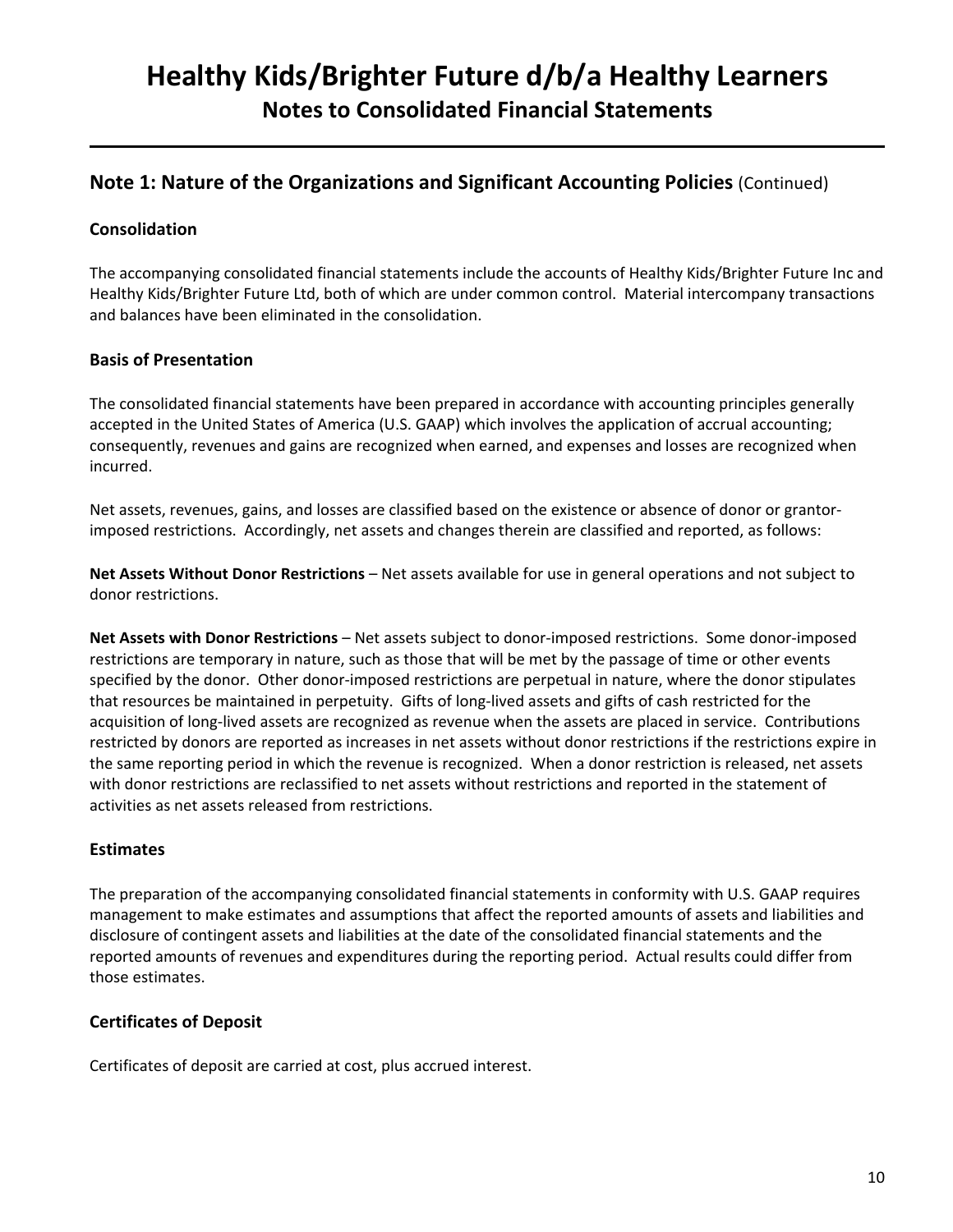## Note 1: Nature of the Organizations and Significant Accounting Policies (Continued)

### Consolidation

The accompanying consolidated financial statements include the accounts of Healthy Kids/Brighter Future Inc and Healthy Kids/Brighter Future Ltd, both of which are under common control. Material intercompany transactions and balances have been eliminated in the consolidation.

### Basis of Presentation

The consolidated financial statements have been prepared in accordance with accounting principles generally accepted in the United States of America (U.S. GAAP) which involves the application of accrual accounting; consequently, revenues and gains are recognized when earned, and expenses and losses are recognized when incurred.

Net assets, revenues, gains, and losses are classified based on the existence or absence of donor or grantor-imposed restrictions. Accordingly, net assets and changes therein are classified and reported, as follows:

**Net Assets Without Donor Restrictions** – Net assets available for use in general operations and not subject to donor restrictions.

**Net Assets with Donor Restrictions** – Net assets subject to donor-imposed restrictions. Some donor-imposed restrictions are temporary in nature, such as those that will be met by the passage of time or other events specified by the donor. Other donor-imposed restrictions are perpetual in nature, where the donor stipulates that resources be maintained in perpetuity. Gifts of long-lived assets and gifts of cash restricted for the acquisition of long-lived assets are recognized as revenue when the assets are placed in service. Contributions restricted by donors are reported as increases in net assets without donor restrictions if the restrictions expire in the same reporting period in which the revenue is recognized. When a donor restriction is released, net assets with donor restrictions are reclassified to net assets without restrictions and reported in the statement of activities as net assets released from restrictions.

### Estimates

The preparation of the accompanying consolidated financial statements in conformity with U.S. GAAP requires management to make estimates and assumptions that affect the reported amounts of assets and liabilities and disclosure of contingent assets and liabilities at the date of the consolidated financial statements and the reported amounts of revenues and expenditures during the reporting period. Actual results could differ from those estimates.

### Certificates of Deposit

Certificates of deposit are carried at cost, plus accrued interest.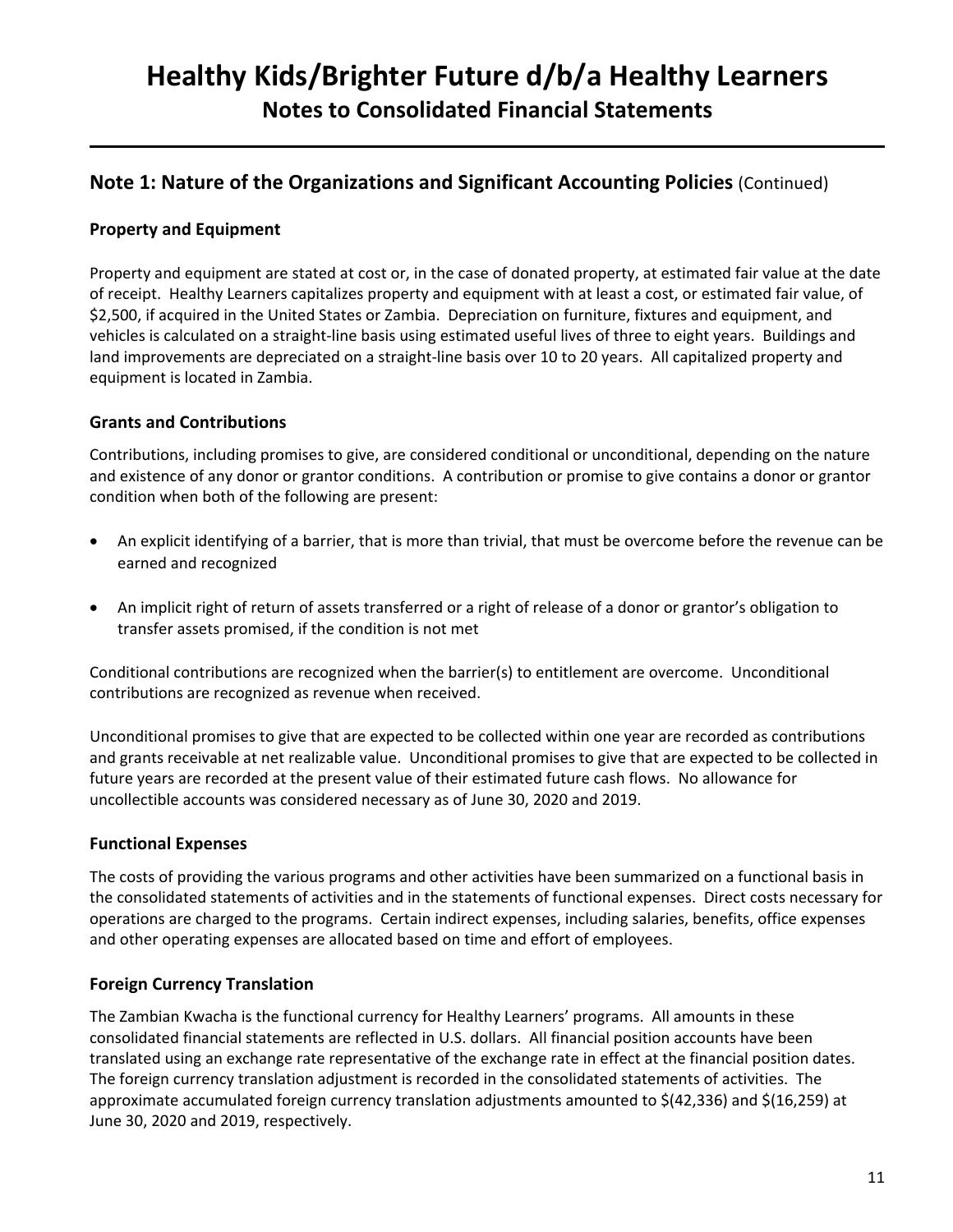# Healthy Kids/Brighter Future d/b/a Healthy Learners

## Notes to Consolidated Financial Statements

### Note 1: Nature of the Organizations and Significant Accounting Policies (Continued)

#### Property and Equipment

Property and equipment are stated at cost or, in the case of donated property, at estimated fair value at the date of receipt. Healthy Learners capitalizes property and equipment with at least a cost, or estimated fair value, of $2,500, if acquired in the United States or Zambia. Depreciation on furniture, fixtures and equipment, and vehicles is calculated on a straight-line basis using estimated useful lives of three to eight years. Buildings and land improvements are depreciated on a straight-line basis over 10 to 20 years. All capitalized property and equipment is located in Zambia.

#### Grants and Contributions

Contributions, including promises to give, are considered conditional or unconditional, depending on the nature and existence of any donor or grantor conditions. A contribution or promise to give contains a donor or grantor condition when both of the following are present:

- An explicit identifying of a barrier, that is more than trivial, that must be overcome before the revenue can be earned and recognized
- An implicit right of return of assets transferred or a right of release of a donor or grantor's obligation to transfer assets promised, if the condition is not met

Conditional contributions are recognized when the barrier(s) to entitlement are overcome. Unconditional contributions are recognized as revenue when received.

Unconditional promises to give that are expected to be collected within one year are recorded as contributions and grants receivable at net realizable value. Unconditional promises to give that are expected to be collected in future years are recorded at the present value of their estimated future cash flows. No allowance for uncollectible accounts was considered necessary as of June 30, 2020 and 2019.

#### Functional Expenses

The costs of providing the various programs and other activities have been summarized on a functional basis in the consolidated statements of activities and in the statements of functional expenses. Direct costs necessary for operations are charged to the programs. Certain indirect expenses, including salaries, benefits, office expenses and other operating expenses are allocated based on time and effort of employees.

#### Foreign Currency Translation

The Zambian Kwacha is the functional currency for Healthy Learners' programs. All amounts in these consolidated financial statements are reflected in U.S. dollars. All financial position accounts have been translated using an exchange rate representative of the exchange rate in effect at the financial position dates. The foreign currency translation adjustment is recorded in the consolidated statements of activities. The approximate accumulated foreign currency translation adjustments amounted to $(42,336) and $(16,259) at June 30, 2020 and 2019, respectively.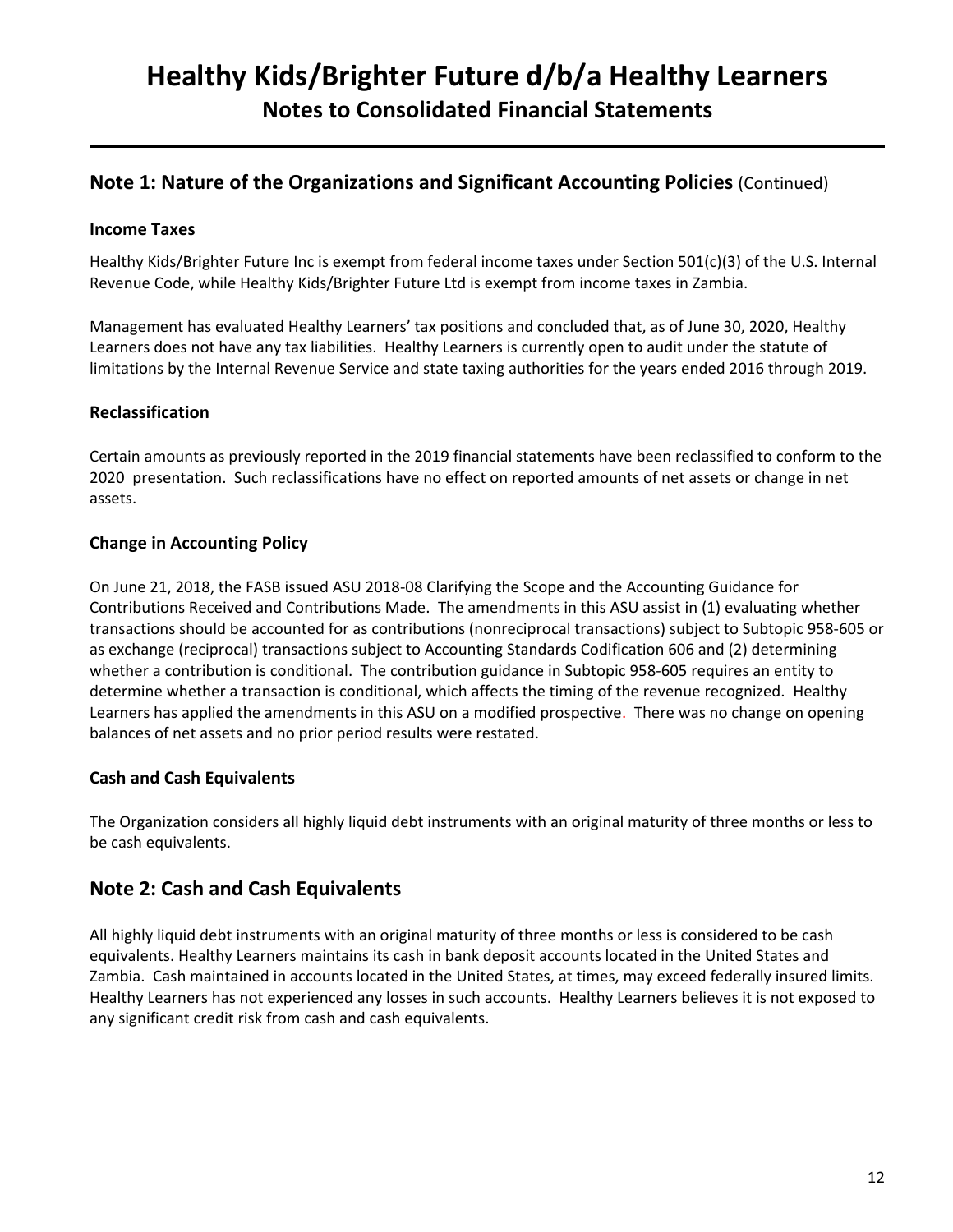# Healthy Kids/Brighter Future d/b/a Healthy Learners

## Notes to Consolidated Financial Statements

## Note 1: Nature of the Organizations and Significant Accounting Policies (Continued)

### Income Taxes

Healthy Kids/Brighter Future Inc is exempt from federal income taxes under Section 501(c)(3) of the U.S. Internal Revenue Code, while Healthy Kids/Brighter Future Ltd is exempt from income taxes in Zambia.

Management has evaluated Healthy Learners' tax positions and concluded that, as of June 30, 2020, Healthy Learners does not have any tax liabilities. Healthy Learners is currently open to audit under the statute of limitations by the Internal Revenue Service and state taxing authorities for the years ended 2016 through 2019.

### Reclassification

Certain amounts as previously reported in the 2019 financial statements have been reclassified to conform to the 2020 presentation. Such reclassifications have no effect on reported amounts of net assets or change in net assets.

### Change in Accounting Policy

On June 21, 2018, the FASB issued ASU 2018-08 Clarifying the Scope and the Accounting Guidance for Contributions Received and Contributions Made. The amendments in this ASU assist in (1) evaluating whether transactions should be accounted for as contributions (nonreciprocal transactions) subject to Subtopic 958-605 or as exchange (reciprocal) transactions subject to Accounting Standards Codification 606 and (2) determining whether a contribution is conditional. The contribution guidance in Subtopic 958-605 requires an entity to determine whether a transaction is conditional, which affects the timing of the revenue recognized. Healthy Learners has applied the amendments in this ASU on a modified prospective. There was no change on opening balances of net assets and no prior period results were restated.

### Cash and Cash Equivalents

The Organization considers all highly liquid debt instruments with an original maturity of three months or less to be cash equivalents.

## Note 2: Cash and Cash Equivalents

All highly liquid debt instruments with an original maturity of three months or less is considered to be cash equivalents. Healthy Learners maintains its cash in bank deposit accounts located in the United States and Zambia. Cash maintained in accounts located in the United States, at times, may exceed federally insured limits. Healthy Learners has not experienced any losses in such accounts. Healthy Learners believes it is not exposed to any significant credit risk from cash and cash equivalents.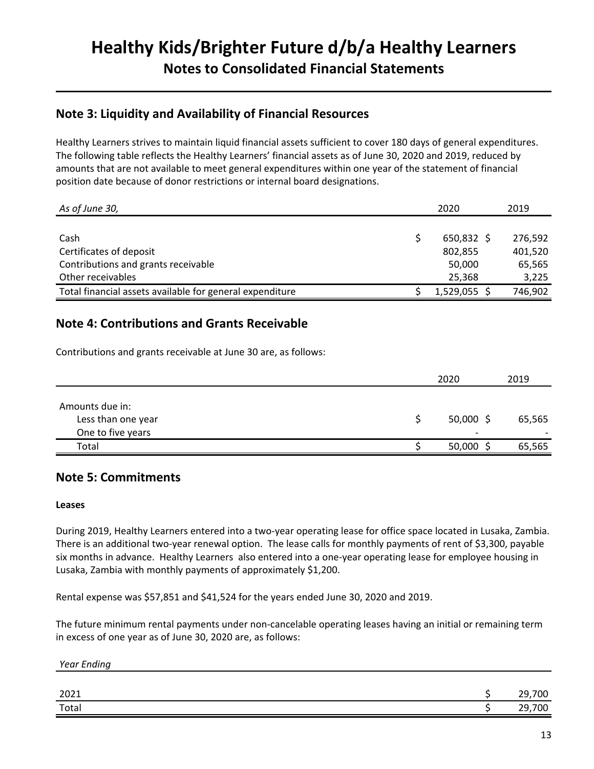# Healthy Kids/Brighter Future d/b/a Healthy Learners

## Notes to Consolidated Financial Statements

## Note 3: Liquidity and Availability of Financial Resources

Healthy Learners strives to maintain liquid financial assets sufficient to cover 180 days of general expenditures. The following table reflects the Healthy Learners' financial assets as of June 30, 2020 and 2019, reduced by amounts that are not available to meet general expenditures within one year of the statement of financial position date because of donor restrictions or internal board designations.

| *As of June 30,* | 2020 | 2019 |
|---|---|---|
| Cash | $ 650,832 | $ 276,592 |
| Certificates of deposit | 802,855 | 401,520 |
| Contributions and grants receivable | 50,000 | 65,565 |
| Other receivables | 25,368 | 3,225 |
| Total financial assets available for general expenditure | $ 1,529,055 | $ 746,902 |

## Note 4: Contributions and Grants Receivable

Contributions and grants receivable at June 30 are, as follows:

| | 2020 | 2019 |
|---|---|---|
| Amounts due in: | | |
| Less than one year | $ 50,000 | $ 65,565 |
| One to five years | - | - |
| Total | $ 50,000 | $ 65,565 |

## Note 5: Commitments

**Leases**

During 2019, Healthy Learners entered into a two-year operating lease for office space located in Lusaka, Zambia. There is an additional two-year renewal option. The lease calls for monthly payments of rent of $3,300, payable six months in advance. Healthy Learners also entered into a one-year operating lease for employee housing in Lusaka, Zambia with monthly payments of approximately $1,200.

Rental expense was $57,851 and $41,524 for the years ended June 30, 2020 and 2019.

The future minimum rental payments under non-cancelable operating leases having an initial or remaining term in excess of one year as of June 30, 2020 are, as follows:

| *Year Ending* | |
|---|---|
| 2021 | $ 29,700 |
| Total | $ 29,700 |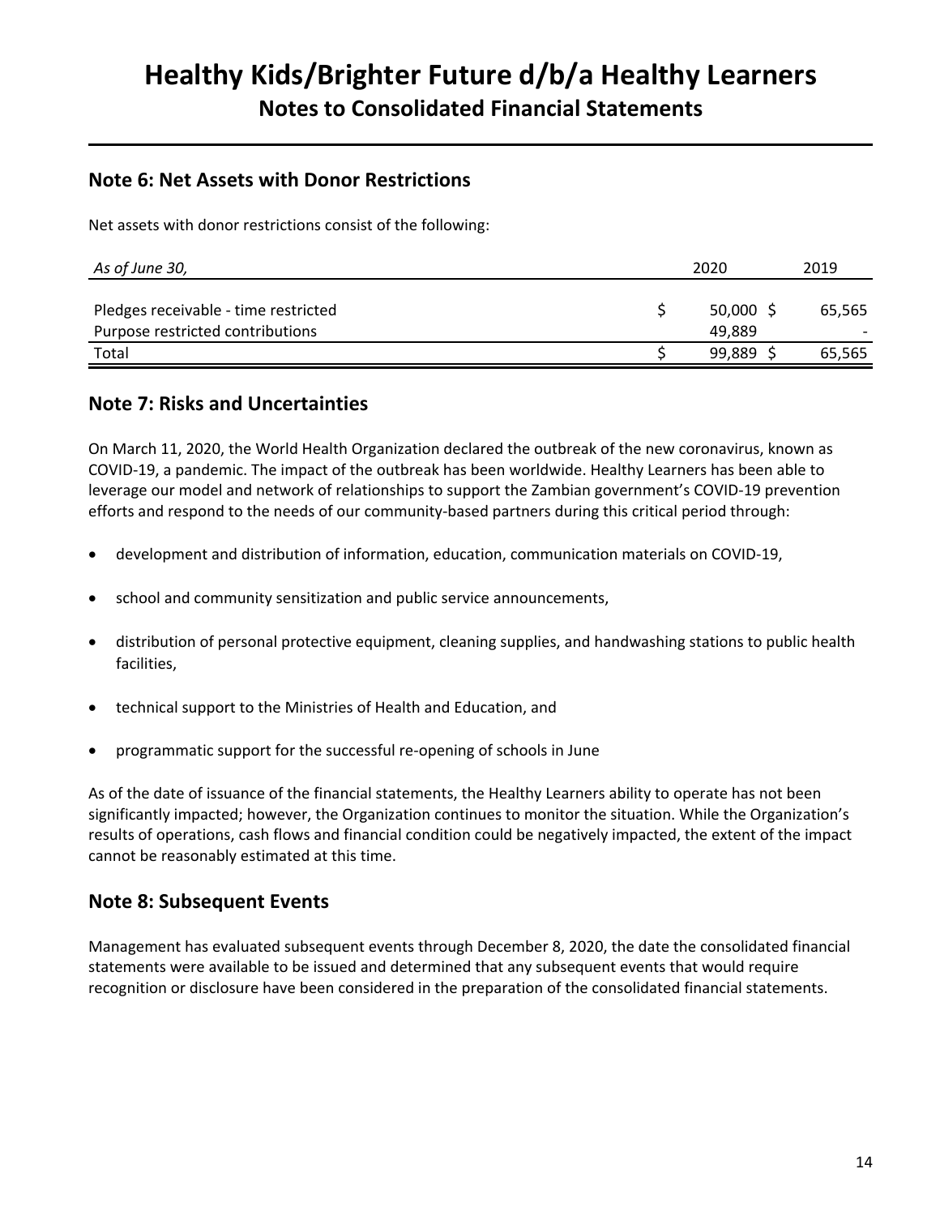# Healthy Kids/Brighter Future d/b/a Healthy Learners

## Notes to Consolidated Financial Statements

### Note 6: Net Assets with Donor Restrictions

Net assets with donor restrictions consist of the following:

| *As of June 30,* | 2020 | 2019 |
|---|---|---|
| Pledges receivable - time restricted | $ 50,000 | $ 65,565 |
| Purpose restricted contributions | 49,889 | - |
| Total | $ 99,889 | $ 65,565 |

### Note 7: Risks and Uncertainties

On March 11, 2020, the World Health Organization declared the outbreak of the new coronavirus, known as COVID-19, a pandemic. The impact of the outbreak has been worldwide. Healthy Learners has been able to leverage our model and network of relationships to support the Zambian government's COVID-19 prevention efforts and respond to the needs of our community-based partners during this critical period through:

- development and distribution of information, education, communication materials on COVID-19,
- school and community sensitization and public service announcements,
- distribution of personal protective equipment, cleaning supplies, and handwashing stations to public health facilities,
- technical support to the Ministries of Health and Education, and
- programmatic support for the successful re-opening of schools in June

As of the date of issuance of the financial statements, the Healthy Learners ability to operate has not been significantly impacted; however, the Organization continues to monitor the situation. While the Organization's results of operations, cash flows and financial condition could be negatively impacted, the extent of the impact cannot be reasonably estimated at this time.

### Note 8: Subsequent Events

Management has evaluated subsequent events through December 8, 2020, the date the consolidated financial statements were available to be issued and determined that any subsequent events that would require recognition or disclosure have been considered in the preparation of the consolidated financial statements.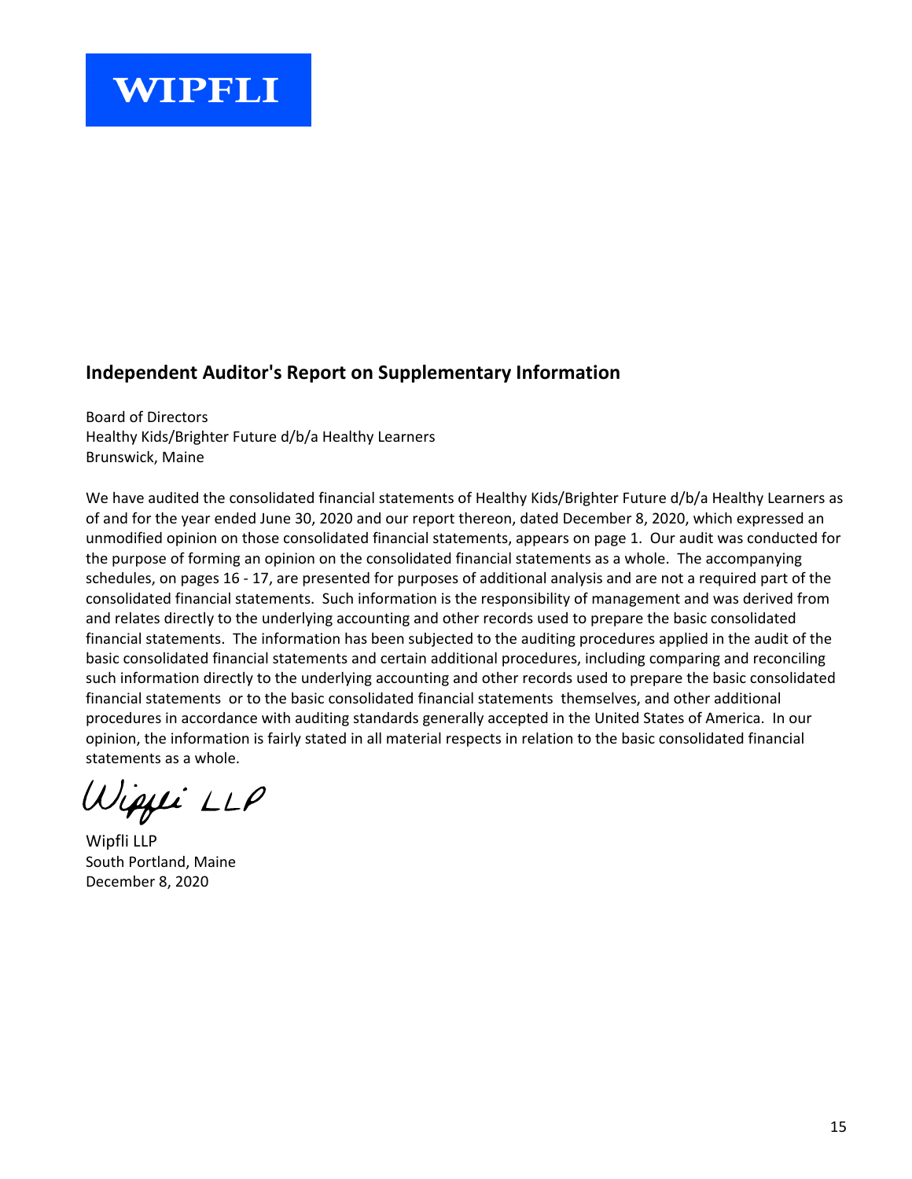WIPFLI

## Independent Auditor's Report on Supplementary Information

Board of Directors
Healthy Kids/Brighter Future d/b/a Healthy Learners
Brunswick, Maine

We have audited the consolidated financial statements of Healthy Kids/Brighter Future d/b/a Healthy Learners as of and for the year ended June 30, 2020 and our report thereon, dated December 8, 2020, which expressed an unmodified opinion on those consolidated financial statements, appears on page 1. Our audit was conducted for the purpose of forming an opinion on the consolidated financial statements as a whole. The accompanying schedules, on pages 16 - 17, are presented for purposes of additional analysis and are not a required part of the consolidated financial statements. Such information is the responsibility of management and was derived from and relates directly to the underlying accounting and other records used to prepare the basic consolidated financial statements. The information has been subjected to the auditing procedures applied in the audit of the basic consolidated financial statements and certain additional procedures, including comparing and reconciling such information directly to the underlying accounting and other records used to prepare the basic consolidated financial statements or to the basic consolidated financial statements themselves, and other additional procedures in accordance with auditing standards generally accepted in the United States of America. In our opinion, the information is fairly stated in all material respects in relation to the basic consolidated financial statements as a whole.

Wipfli LLP

Wipfli LLP
South Portland, Maine
December 8, 2020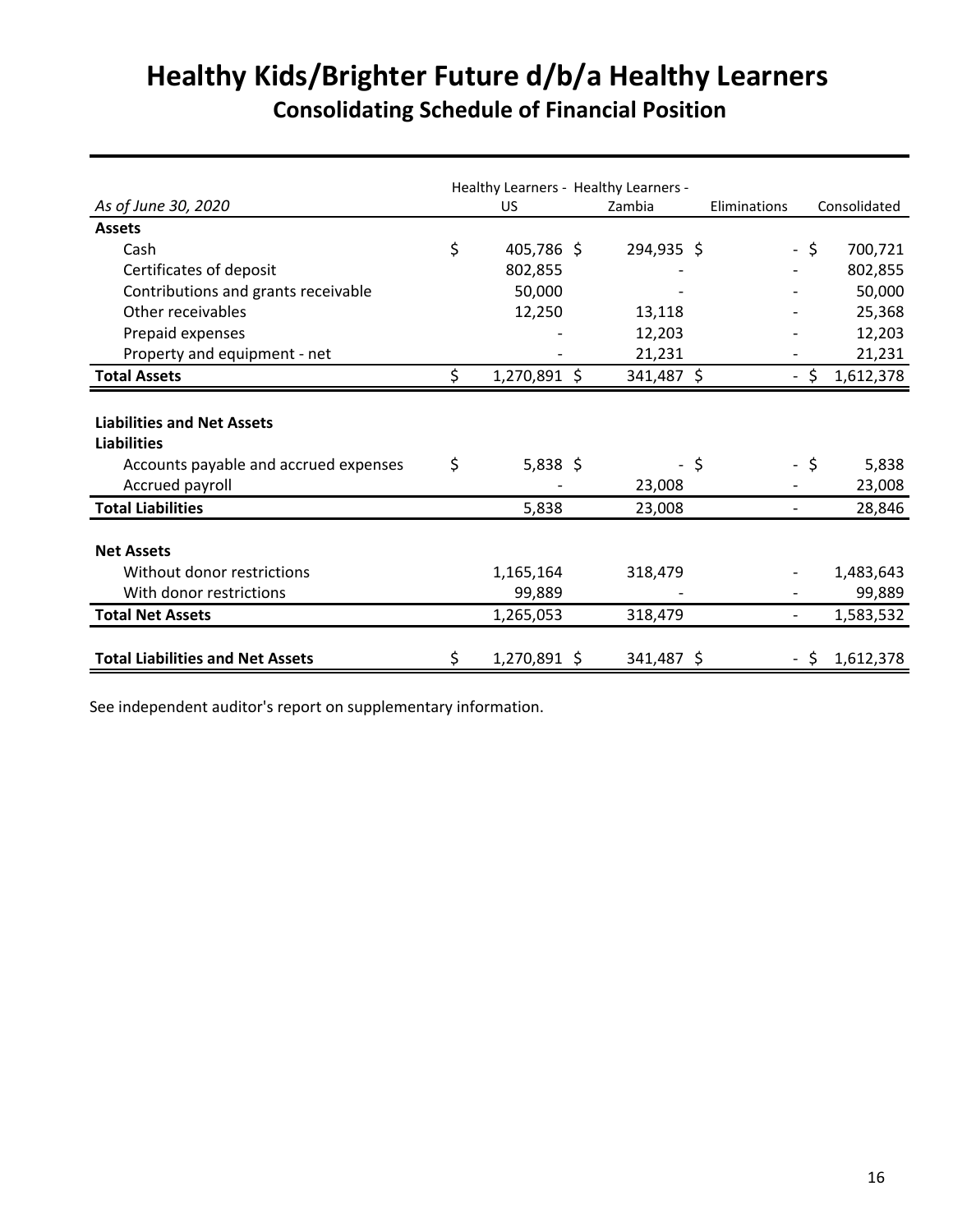# Healthy Kids/Brighter Future d/b/a Healthy Learners

## Consolidating Schedule of Financial Position

| *As of June 30, 2020* | Healthy Learners - US | Healthy Learners - Zambia | Eliminations | Consolidated |
|---|---|---|---|---|
| **Assets** | | | | |
| Cash | $ 405,786 | $ 294,935 | $ - | $ 700,721 |
| Certificates of deposit | 802,855 | - | - | 802,855 |
| Contributions and grants receivable | 50,000 | - | - | 50,000 |
| Other receivables | 12,250 | 13,118 | - | 25,368 |
| Prepaid expenses | - | 12,203 | - | 12,203 |
| Property and equipment - net | - | 21,231 | - | 21,231 |
| **Total Assets** | $ 1,270,891 | $ 341,487 | $ - | $ 1,612,378 |
| | | | | |
| **Liabilities and Net Assets** | | | | |
| **Liabilities** | | | | |
| Accounts payable and accrued expenses | $ 5,838 | $ - | $ - | $ 5,838 |
| Accrued payroll | - | 23,008 | - | 23,008 |
| **Total Liabilities** | 5,838 | 23,008 | - | 28,846 |
| | | | | |
| **Net Assets** | | | | |
| Without donor restrictions | 1,165,164 | 318,479 | - | 1,483,643 |
| With donor restrictions | 99,889 | - | - | 99,889 |
| **Total Net Assets** | 1,265,053 | 318,479 | - | 1,583,532 |
| | | | | |
| **Total Liabilities and Net Assets** | $ 1,270,891 | $ 341,487 | $ - | $ 1,612,378 |

See independent auditor's report on supplementary information.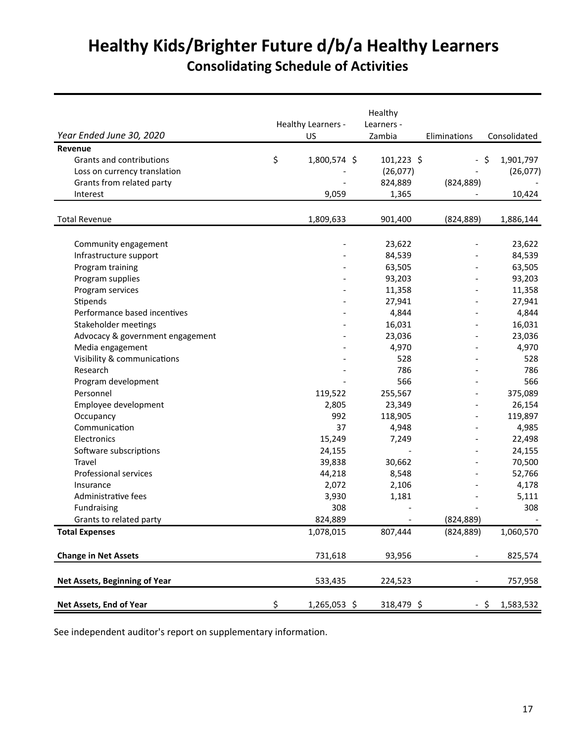# Healthy Kids/Brighter Future d/b/a Healthy Learners

## Consolidating Schedule of Activities

| *Year Ended June 30, 2020* | Healthy Learners - US | Healthy Learners - Zambia | Eliminations | Consolidated |
|---|---|---|---|---|
| **Revenue** | | | | |
| Grants and contributions | $ 1,800,574 | $ 101,223 | $ - | $ 1,901,797 |
| Loss on currency translation | - | (26,077) | - | (26,077) |
| Grants from related party | - | 824,889 | (824,889) | - |
| Interest | 9,059 | 1,365 | - | 10,424 |
| Total Revenue | 1,809,633 | 901,400 | (824,889) | 1,886,144 |
| Community engagement | - | 23,622 | - | 23,622 |
| Infrastructure support | - | 84,539 | - | 84,539 |
| Program training | - | 63,505 | - | 63,505 |
| Program supplies | - | 93,203 | - | 93,203 |
| Program services | - | 11,358 | - | 11,358 |
| Stipends | - | 27,941 | - | 27,941 |
| Performance based incentives | - | 4,844 | - | 4,844 |
| Stakeholder meetings | - | 16,031 | - | 16,031 |
| Advocacy & government engagement | - | 23,036 | - | 23,036 |
| Media engagement | - | 4,970 | - | 4,970 |
| Visibility & communications | - | 528 | - | 528 |
| Research | - | 786 | - | 786 |
| Program development | - | 566 | - | 566 |
| Personnel | 119,522 | 255,567 | - | 375,089 |
| Employee development | 2,805 | 23,349 | - | 26,154 |
| Occupancy | 992 | 118,905 | - | 119,897 |
| Communication | 37 | 4,948 | - | 4,985 |
| Electronics | 15,249 | 7,249 | - | 22,498 |
| Software subscriptions | 24,155 | - | - | 24,155 |
| Travel | 39,838 | 30,662 | - | 70,500 |
| Professional services | 44,218 | 8,548 | - | 52,766 |
| Insurance | 2,072 | 2,106 | - | 4,178 |
| Administrative fees | 3,930 | 1,181 | - | 5,111 |
| Fundraising | 308 | - | - | 308 |
| Grants to related party | 824,889 | - | (824,889) | - |
| **Total Expenses** | 1,078,015 | 807,444 | (824,889) | 1,060,570 |
| **Change in Net Assets** | 731,618 | 93,956 | - | 825,574 |
| **Net Assets, Beginning of Year** | 533,435 | 224,523 | - | 757,958 |
| **Net Assets, End of Year** | $ 1,265,053 | $ 318,479 | $ - | $ 1,583,532 |

See independent auditor's report on supplementary information.